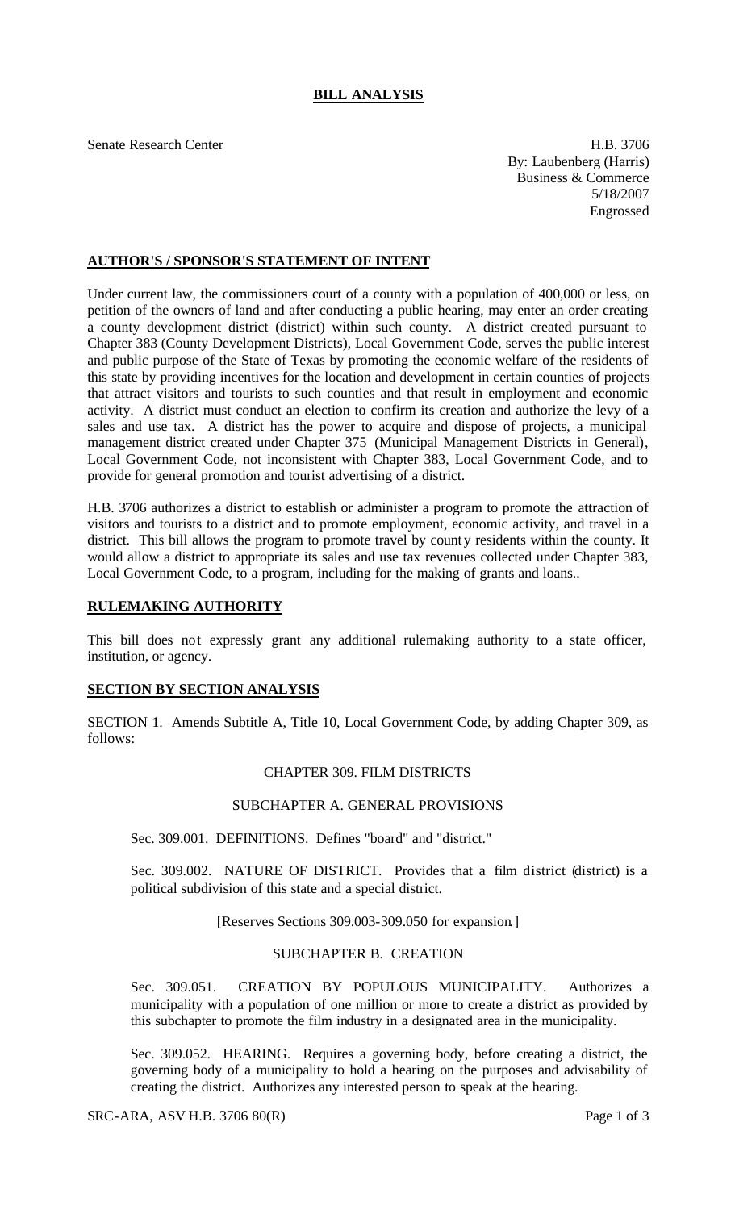# BILL ANALYSIS

Senate Research Center

H.B. 3706
By: Laubenberg (Harris)
Business & Commerce
5/18/2007
Engrossed

## AUTHOR'S / SPONSOR'S STATEMENT OF INTENT

Under current law, the commissioners court of a county with a population of 400,000 or less, on petition of the owners of land and after conducting a public hearing, may enter an order creating a county development district (district) within such county. A district created pursuant to Chapter 383 (County Development Districts), Local Government Code, serves the public interest and public purpose of the State of Texas by promoting the economic welfare of the residents of this state by providing incentives for the location and development in certain counties of projects that attract visitors and tourists to such counties and that result in employment and economic activity. A district must conduct an election to confirm its creation and authorize the levy of a sales and use tax. A district has the power to acquire and dispose of projects, a municipal management district created under Chapter 375 (Municipal Management Districts in General), Local Government Code, not inconsistent with Chapter 383, Local Government Code, and to provide for general promotion and tourist advertising of a district.

H.B. 3706 authorizes a district to establish or administer a program to promote the attraction of visitors and tourists to a district and to promote employment, economic activity, and travel in a district. This bill allows the program to promote travel by county residents within the county. It would allow a district to appropriate its sales and use tax revenues collected under Chapter 383, Local Government Code, to a program, including for the making of grants and loans..

## RULEMAKING AUTHORITY

This bill does not expressly grant any additional rulemaking authority to a state officer, institution, or agency.

## SECTION BY SECTION ANALYSIS

SECTION 1. Amends Subtitle A, Title 10, Local Government Code, by adding Chapter 309, as follows:

CHAPTER 309. FILM DISTRICTS

SUBCHAPTER A. GENERAL PROVISIONS

Sec. 309.001. DEFINITIONS. Defines "board" and "district."

Sec. 309.002. NATURE OF DISTRICT. Provides that a film district (district) is a political subdivision of this state and a special district.

[Reserves Sections 309.003-309.050 for expansion.]

SUBCHAPTER B. CREATION

Sec. 309.051. CREATION BY POPULOUS MUNICIPALITY. Authorizes a municipality with a population of one million or more to create a district as provided by this subchapter to promote the film industry in a designated area in the municipality.

Sec. 309.052. HEARING. Requires a governing body, before creating a district, the governing body of a municipality to hold a hearing on the purposes and advisability of creating the district. Authorizes any interested person to speak at the hearing.

SRC-ARA, ASV H.B. 3706 80(R)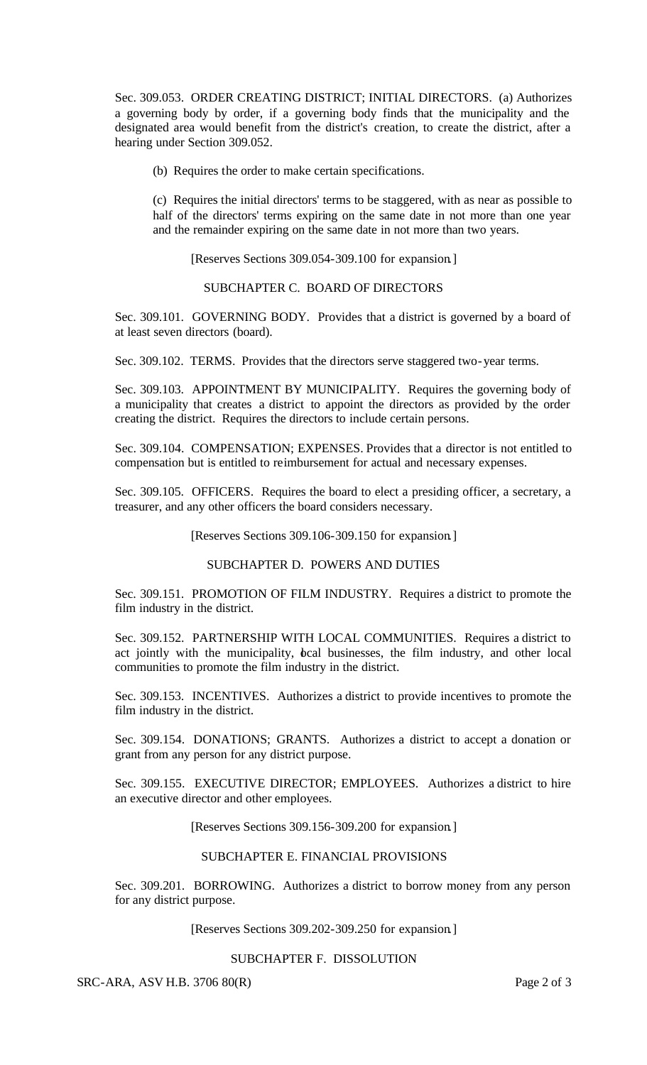Sec. 309.053. ORDER CREATING DISTRICT; INITIAL DIRECTORS. (a) Authorizes a governing body by order, if a governing body finds that the municipality and the designated area would benefit from the district's creation, to create the district, after a hearing under Section 309.052.

(b) Requires the order to make certain specifications.

(c) Requires the initial directors' terms to be staggered, with as near as possible to half of the directors' terms expiring on the same date in not more than one year and the remainder expiring on the same date in not more than two years.

[Reserves Sections 309.054-309.100 for expansion.]

## SUBCHAPTER C. BOARD OF DIRECTORS

Sec. 309.101. GOVERNING BODY. Provides that a district is governed by a board of at least seven directors (board).

Sec. 309.102. TERMS. Provides that the directors serve staggered two-year terms.

Sec. 309.103. APPOINTMENT BY MUNICIPALITY. Requires the governing body of a municipality that creates a district to appoint the directors as provided by the order creating the district. Requires the directors to include certain persons.

Sec. 309.104. COMPENSATION; EXPENSES. Provides that a director is not entitled to compensation but is entitled to reimbursement for actual and necessary expenses.

Sec. 309.105. OFFICERS. Requires the board to elect a presiding officer, a secretary, a treasurer, and any other officers the board considers necessary.

[Reserves Sections 309.106-309.150 for expansion.]

## SUBCHAPTER D. POWERS AND DUTIES

Sec. 309.151. PROMOTION OF FILM INDUSTRY. Requires a district to promote the film industry in the district.

Sec. 309.152. PARTNERSHIP WITH LOCAL COMMUNITIES. Requires a district to act jointly with the municipality, local businesses, the film industry, and other local communities to promote the film industry in the district.

Sec. 309.153. INCENTIVES. Authorizes a district to provide incentives to promote the film industry in the district.

Sec. 309.154. DONATIONS; GRANTS. Authorizes a district to accept a donation or grant from any person for any district purpose.

Sec. 309.155. EXECUTIVE DIRECTOR; EMPLOYEES. Authorizes a district to hire an executive director and other employees.

[Reserves Sections 309.156-309.200 for expansion.]

## SUBCHAPTER E. FINANCIAL PROVISIONS

Sec. 309.201. BORROWING. Authorizes a district to borrow money from any person for any district purpose.

[Reserves Sections 309.202-309.250 for expansion.]

## SUBCHAPTER F. DISSOLUTION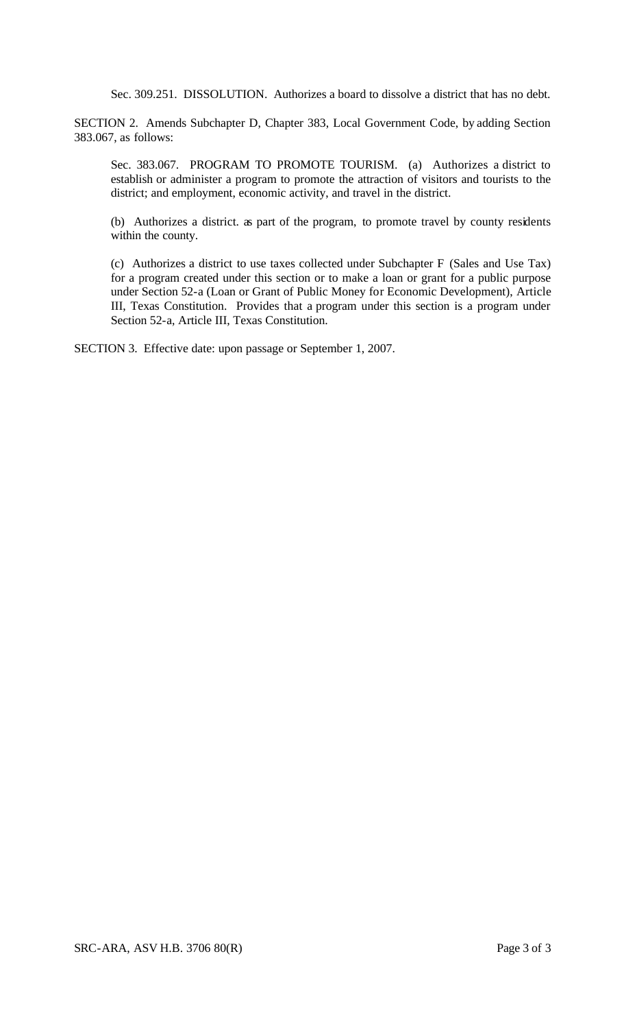Sec. 309.251. DISSOLUTION. Authorizes a board to dissolve a district that has no debt.

SECTION 2. Amends Subchapter D, Chapter 383, Local Government Code, by adding Section 383.067, as follows:

Sec. 383.067. PROGRAM TO PROMOTE TOURISM. (a) Authorizes a district to establish or administer a program to promote the attraction of visitors and tourists to the district; and employment, economic activity, and travel in the district.

(b) Authorizes a district. as part of the program, to promote travel by county residents within the county.

(c) Authorizes a district to use taxes collected under Subchapter F (Sales and Use Tax) for a program created under this section or to make a loan or grant for a public purpose under Section 52-a (Loan or Grant of Public Money for Economic Development), Article III, Texas Constitution. Provides that a program under this section is a program under Section 52-a, Article III, Texas Constitution.

SECTION 3. Effective date: upon passage or September 1, 2007.